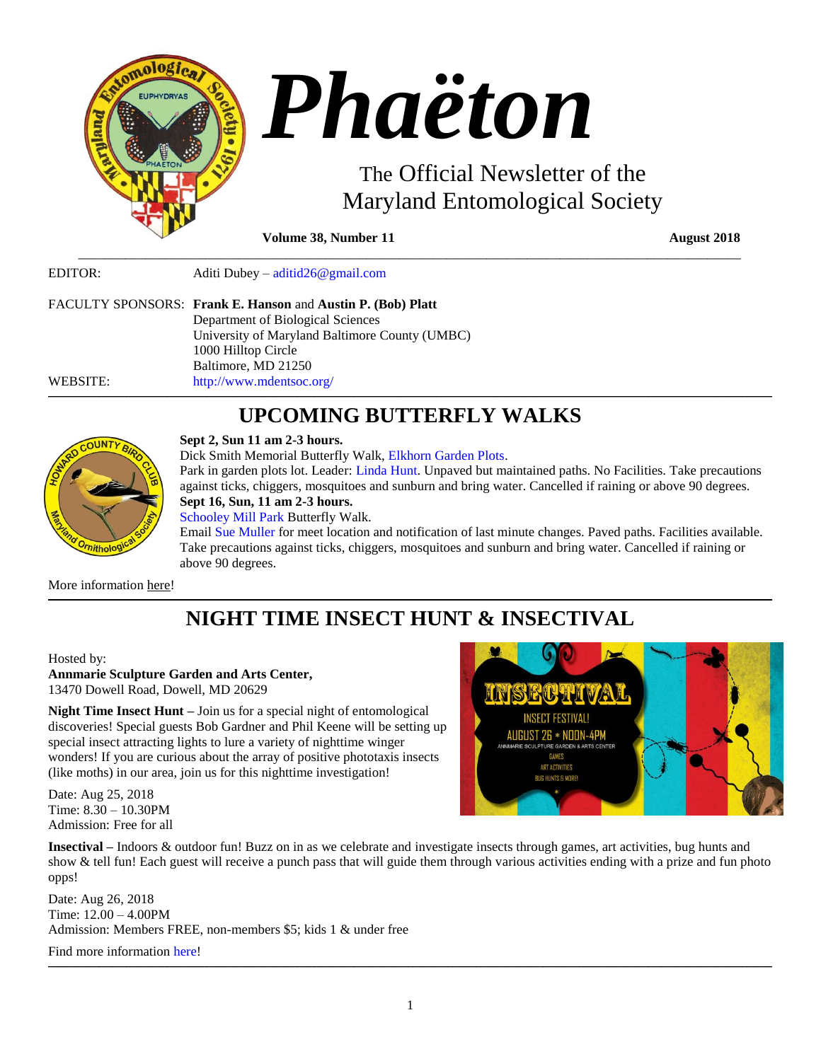# Phaëton

The Official Newsletter of the Maryland Entomological Society

**Volume 38, Number 11** **August 2018**

EDITOR: Aditi Dubey – aditid26@gmail.com

FACULTY SPONSORS: **Frank E. Hanson** and **Austin P. (Bob) Platt**
Department of Biological Sciences
University of Maryland Baltimore County (UMBC)
1000 Hilltop Circle
Baltimore, MD 21250

WEBSITE: http://www.mdentsoc.org/

## UPCOMING BUTTERFLY WALKS

**Sept 2, Sun 11 am 2-3 hours.**
Dick Smith Memorial Butterfly Walk, Elkhorn Garden Plots.
Park in garden plots lot. Leader: Linda Hunt. Unpaved but maintained paths. No Facilities. Take precautions against ticks, chiggers, mosquitoes and sunburn and bring water. Cancelled if raining or above 90 degrees.

**Sept 16, Sun, 11 am 2-3 hours.**
Schooley Mill Park Butterfly Walk.
Email Sue Muller for meet location and notification of last minute changes. Paved paths. Facilities available. Take precautions against ticks, chiggers, mosquitoes and sunburn and bring water. Cancelled if raining or above 90 degrees.

More information here!

## NIGHT TIME INSECT HUNT & INSECTIVAL

Hosted by:
**Annmarie Sculpture Garden and Arts Center,**
13470 Dowell Road, Dowell, MD 20629

**Night Time Insect Hunt –** Join us for a special night of entomological discoveries! Special guests Bob Gardner and Phil Keene will be setting up special insect attracting lights to lure a variety of nighttime winger wonders! If you are curious about the array of positive phototaxis insects (like moths) in our area, join us for this nighttime investigation!

Date: Aug 25, 2018
Time: 8.30 – 10.30PM
Admission: Free for all

**Insectival –** Indoors & outdoor fun! Buzz on in as we celebrate and investigate insects through games, art activities, bug hunts and show & tell fun! Each guest will receive a punch pass that will guide them through various activities ending with a prize and fun photo opps!

Date: Aug 26, 2018
Time: 12.00 – 4.00PM
Admission: Members FREE, non-members $5; kids 1 & under free

Find more information here!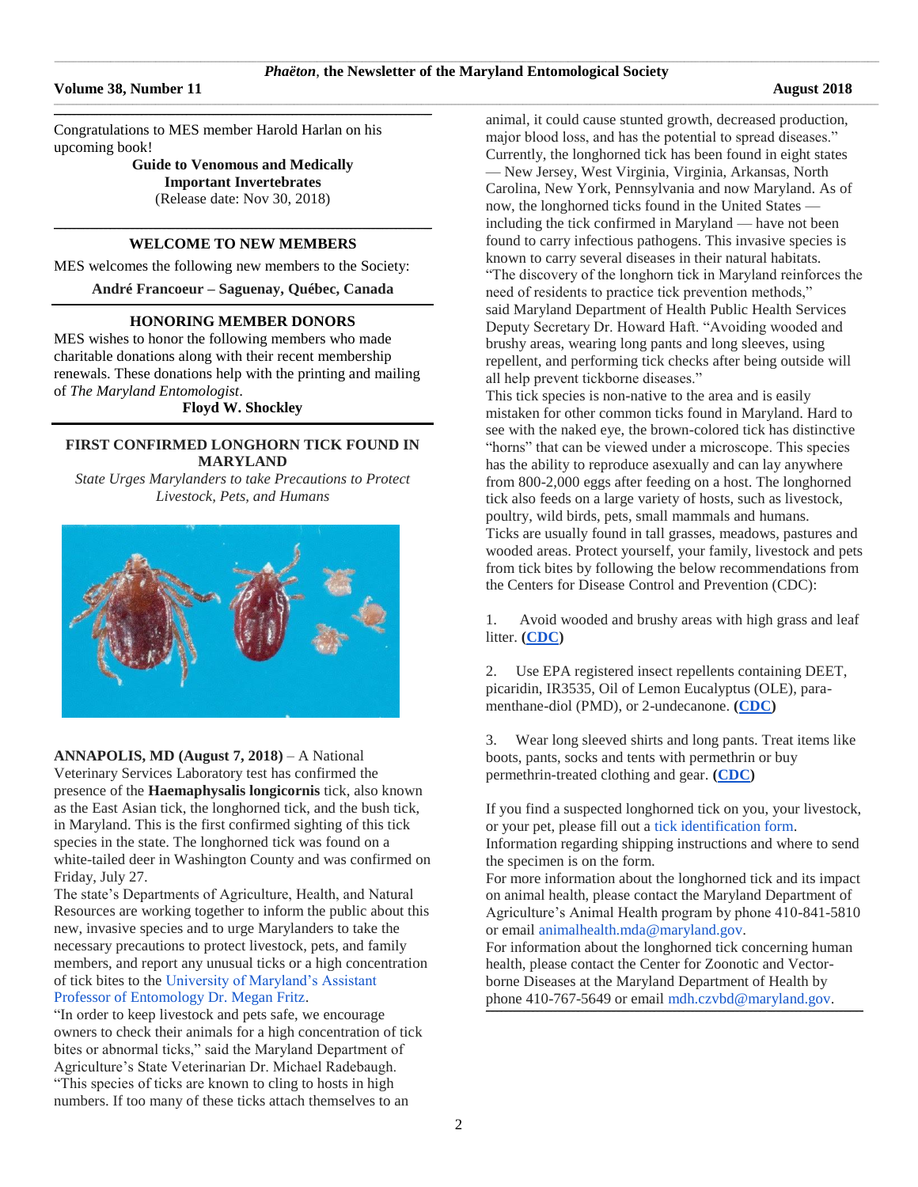Congratulations to MES member Harold Harlan on his upcoming book!

**Guide to Venomous and Medically Important Invertebrates**
(Release date: Nov 30, 2018)

## WELCOME TO NEW MEMBERS

MES welcomes the following new members to the Society:

**André Francoeur – Saguenay, Québec, Canada**

## HONORING MEMBER DONORS

MES wishes to honor the following members who made charitable donations along with their recent membership renewals. These donations help with the printing and mailing of *The Maryland Entomologist*.

**Floyd W. Shockley**

## FIRST CONFIRMED LONGHORN TICK FOUND IN MARYLAND

*State Urges Marylanders to take Precautions to Protect Livestock, Pets, and Humans*

**ANNAPOLIS, MD (August 7, 2018)** – A National Veterinary Services Laboratory test has confirmed the presence of the **Haemaphysalis longicornis** tick, also known as the East Asian tick, the longhorned tick, and the bush tick, in Maryland. This is the first confirmed sighting of this tick species in the state. The longhorned tick was found on a white-tailed deer in Washington County and was confirmed on Friday, July 27.

The state's Departments of Agriculture, Health, and Natural Resources are working together to inform the public about this new, invasive species and to urge Marylanders to take the necessary precautions to protect livestock, pets, and family members, and report any unusual ticks or a high concentration of tick bites to the University of Maryland's Assistant Professor of Entomology Dr. Megan Fritz.

"In order to keep livestock and pets safe, we encourage owners to check their animals for a high concentration of tick bites or abnormal ticks," said the Maryland Department of Agriculture's State Veterinarian Dr. Michael Radebaugh. "This species of ticks are known to cling to hosts in high numbers. If too many of these ticks attach themselves to an animal, it could cause stunted growth, decreased production, major blood loss, and has the potential to spread diseases."

Currently, the longhorned tick has been found in eight states — New Jersey, West Virginia, Virginia, Arkansas, North Carolina, New York, Pennsylvania and now Maryland. As of now, the longhorned ticks found in the United States — including the tick confirmed in Maryland — have not been found to carry infectious pathogens. This invasive species is known to carry several diseases in their natural habitats.

"The discovery of the longhorn tick in Maryland reinforces the need of residents to practice tick prevention methods," said Maryland Department of Health Public Health Services Deputy Secretary Dr. Howard Haft. "Avoiding wooded and brushy areas, wearing long pants and long sleeves, using repellent, and performing tick checks after being outside will all help prevent tickborne diseases."

This tick species is non-native to the area and is easily mistaken for other common ticks found in Maryland. Hard to see with the naked eye, the brown-colored tick has distinctive "horns" that can be viewed under a microscope. This species has the ability to reproduce asexually and can lay anywhere from 800-2,000 eggs after feeding on a host. The longhorned tick also feeds on a large variety of hosts, such as livestock, poultry, wild birds, pets, small mammals and humans.

Ticks are usually found in tall grasses, meadows, pastures and wooded areas. Protect yourself, your family, livestock and pets from tick bites by following the below recommendations from the Centers for Disease Control and Prevention (CDC):

1. Avoid wooded and brushy areas with high grass and leaf litter. (**CDC**)

2. Use EPA registered insect repellents containing DEET, picaridin, IR3535, Oil of Lemon Eucalyptus (OLE), para-menthane-diol (PMD), or 2-undecanone. (**CDC**)

3. Wear long sleeved shirts and long pants. Treat items like boots, pants, socks and tents with permethrin or buy permethrin-treated clothing and gear. (**CDC**)

If you find a suspected longhorned tick on you, your livestock, or your pet, please fill out a tick identification form. Information regarding shipping instructions and where to send the specimen is on the form.

For more information about the longhorned tick and its impact on animal health, please contact the Maryland Department of Agriculture's Animal Health program by phone 410-841-5810 or email animalhealth.mda@maryland.gov.

For information about the longhorned tick concerning human health, please contact the Center for Zoonotic and Vector-borne Diseases at the Maryland Department of Health by phone 410-767-5649 or email mdh.czvbd@maryland.gov.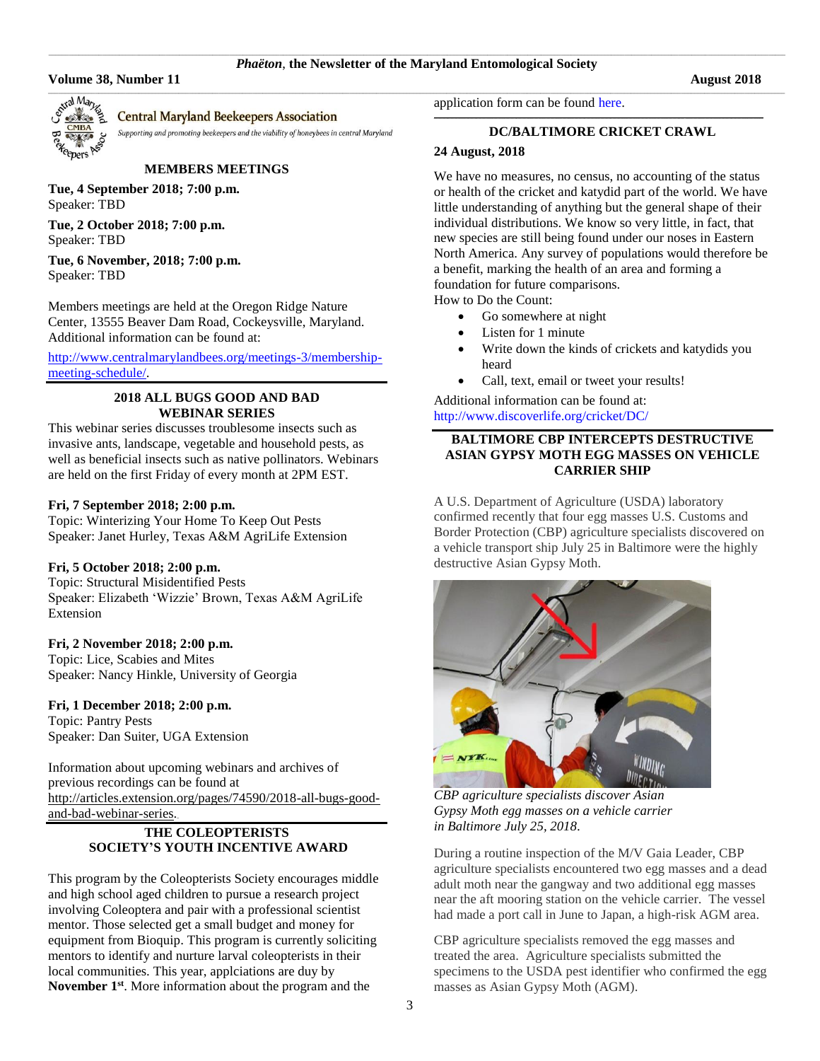Central Maryland Beekeepers Association

*Supporting and promoting beekeepers and the viability of honeybees in central Maryland*

## MEMBERS MEETINGS

**Tue, 4 September 2018; 7:00 p.m.**
Speaker: TBD

**Tue, 2 October 2018; 7:00 p.m.**
Speaker: TBD

**Tue, 6 November, 2018; 7:00 p.m.**
Speaker: TBD

Members meetings are held at the Oregon Ridge Nature Center, 13555 Beaver Dam Road, Cockeysville, Maryland. Additional information can be found at:

http://www.centralmarylandbees.org/meetings-3/membership-meeting-schedule/.

## 2018 ALL BUGS GOOD AND BAD WEBINAR SERIES

This webinar series discusses troublesome insects such as invasive ants, landscape, vegetable and household pests, as well as beneficial insects such as native pollinators. Webinars are held on the first Friday of every month at 2PM EST.

**Fri, 7 September 2018; 2:00 p.m.**
Topic: Winterizing Your Home To Keep Out Pests
Speaker: Janet Hurley, Texas A&M AgriLife Extension

**Fri, 5 October 2018; 2:00 p.m.**
Topic: Structural Misidentified Pests
Speaker: Elizabeth 'Wizzie' Brown, Texas A&M AgriLife Extension

**Fri, 2 November 2018; 2:00 p.m.**
Topic: Lice, Scabies and Mites
Speaker: Nancy Hinkle, University of Georgia

**Fri, 1 December 2018; 2:00 p.m.**
Topic: Pantry Pests
Speaker: Dan Suiter, UGA Extension

Information about upcoming webinars and archives of previous recordings can be found at http://articles.extension.org/pages/74590/2018-all-bugs-good-and-bad-webinar-series.

## THE COLEOPTERISTS SOCIETY'S YOUTH INCENTIVE AWARD

This program by the Coleopterists Society encourages middle and high school aged children to pursue a research project involving Coleoptera and pair with a professional scientist mentor. Those selected get a small budget and money for equipment from Bioquip. This program is currently soliciting mentors to identify and nurture larval coleopterists in their local communities. This year, applciations are duy by **November 1st**. More information about the program and the application form can be found here.

## DC/BALTIMORE CRICKET CRAWL

**24 August, 2018**

We have no measures, no census, no accounting of the status or health of the cricket and katydid part of the world. We have little understanding of anything but the general shape of their individual distributions. We know so very little, in fact, that new species are still being found under our noses in Eastern North America. Any survey of populations would therefore be a benefit, marking the health of an area and forming a foundation for future comparisons.

How to Do the Count:

- Go somewhere at night
- Listen for 1 minute
- Write down the kinds of crickets and katydids you heard
- Call, text, email or tweet your results!

Additional information can be found at: http://www.discoverlife.org/cricket/DC/

## BALTIMORE CBP INTERCEPTS DESTRUCTIVE ASIAN GYPSY MOTH EGG MASSES ON VEHICLE CARRIER SHIP

A U.S. Department of Agriculture (USDA) laboratory confirmed recently that four egg masses U.S. Customs and Border Protection (CBP) agriculture specialists discovered on a vehicle transport ship July 25 in Baltimore were the highly destructive Asian Gypsy Moth.

*CBP agriculture specialists discover Asian Gypsy Moth egg masses on a vehicle carrier in Baltimore July 25, 2018.*

During a routine inspection of the M/V Gaia Leader, CBP agriculture specialists encountered two egg masses and a dead adult moth near the gangway and two additional egg masses near the aft mooring station on the vehicle carrier. The vessel had made a port call in June to Japan, a high-risk AGM area.

CBP agriculture specialists removed the egg masses and treated the area. Agriculture specialists submitted the specimens to the USDA pest identifier who confirmed the egg masses as Asian Gypsy Moth (AGM).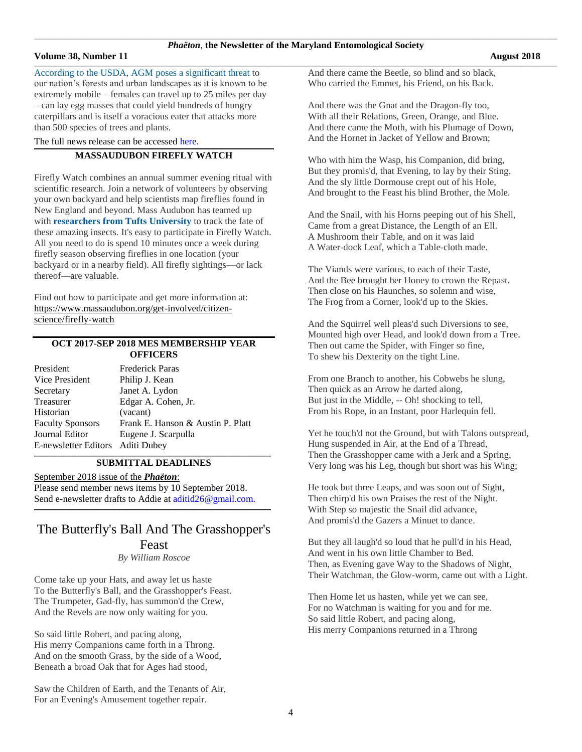According to the USDA, AGM poses a significant threat to our nation's forests and urban landscapes as it is known to be extremely mobile – females can travel up to 25 miles per day – can lay egg masses that could yield hundreds of hungry caterpillars and is itself a voracious eater that attacks more than 500 species of trees and plants.

The full news release can be accessed here.

## MASSAUDUBON FIREFLY WATCH

Firefly Watch combines an annual summer evening ritual with scientific research. Join a network of volunteers by observing your own backyard and help scientists map fireflies found in New England and beyond. Mass Audubon has teamed up with **researchers from Tufts University** to track the fate of these amazing insects. It's easy to participate in Firefly Watch. All you need to do is spend 10 minutes once a week during firefly season observing fireflies in one location (your backyard or in a nearby field). All firefly sightings—or lack thereof—are valuable.

Find out how to participate and get more information at: https://www.massaudubon.org/get-involved/citizen-science/firefly-watch

## OCT 2017-SEP 2018 MES MEMBERSHIP YEAR OFFICERS

| | |
|---|---|
| President | Frederick Paras |
| Vice President | Philip J. Kean |
| Secretary | Janet A. Lydon |
| Treasurer | Edgar A. Cohen, Jr. |
| Historian | (vacant) |
| Faculty Sponsors | Frank E. Hanson & Austin P. Platt |
| Journal Editor | Eugene J. Scarpulla |
| E-newsletter Editors | Aditi Dubey |

## SUBMITTAL DEADLINES

September 2018 issue of the ***Phaëton***:
Please send member news items by 10 September 2018.
Send e-newsletter drafts to Addie at aditid26@gmail.com.

# The Butterfly's Ball And The Grasshopper's Feast

*By William Roscoe*

Come take up your Hats, and away let us haste
To the Butterfly's Ball, and the Grasshopper's Feast.
The Trumpeter, Gad-fly, has summon'd the Crew,
And the Revels are now only waiting for you.

So said little Robert, and pacing along,
His merry Companions came forth in a Throng.
And on the smooth Grass, by the side of a Wood,
Beneath a broad Oak that for Ages had stood,

Saw the Children of Earth, and the Tenants of Air,
For an Evening's Amusement together repair.
And there came the Beetle, so blind and so black,
Who carried the Emmet, his Friend, on his Back.

And there was the Gnat and the Dragon-fly too,
With all their Relations, Green, Orange, and Blue.
And there came the Moth, with his Plumage of Down,
And the Hornet in Jacket of Yellow and Brown;

Who with him the Wasp, his Companion, did bring,
But they promis'd, that Evening, to lay by their Sting.
And the sly little Dormouse crept out of his Hole,
And brought to the Feast his blind Brother, the Mole.

And the Snail, with his Horns peeping out of his Shell,
Came from a great Distance, the Length of an Ell.
A Mushroom their Table, and on it was laid
A Water-dock Leaf, which a Table-cloth made.

The Viands were various, to each of their Taste,
And the Bee brought her Honey to crown the Repast.
Then close on his Haunches, so solemn and wise,
The Frog from a Corner, look'd up to the Skies.

And the Squirrel well pleas'd such Diversions to see,
Mounted high over Head, and look'd down from a Tree.
Then out came the Spider, with Finger so fine,
To shew his Dexterity on the tight Line.

From one Branch to another, his Cobwebs he slung,
Then quick as an Arrow he darted along,
But just in the Middle, -- Oh! shocking to tell,
From his Rope, in an Instant, poor Harlequin fell.

Yet he touch'd not the Ground, but with Talons outspread,
Hung suspended in Air, at the End of a Thread,
Then the Grasshopper came with a Jerk and a Spring,
Very long was his Leg, though but short was his Wing;

He took but three Leaps, and was soon out of Sight,
Then chirp'd his own Praises the rest of the Night.
With Step so majestic the Snail did advance,
And promis'd the Gazers a Minuet to dance.

But they all laugh'd so loud that he pull'd in his Head,
And went in his own little Chamber to Bed.
Then, as Evening gave Way to the Shadows of Night,
Their Watchman, the Glow-worm, came out with a Light.

Then Home let us hasten, while yet we can see,
For no Watchman is waiting for you and for me.
So said little Robert, and pacing along,
His merry Companions returned in a Throng